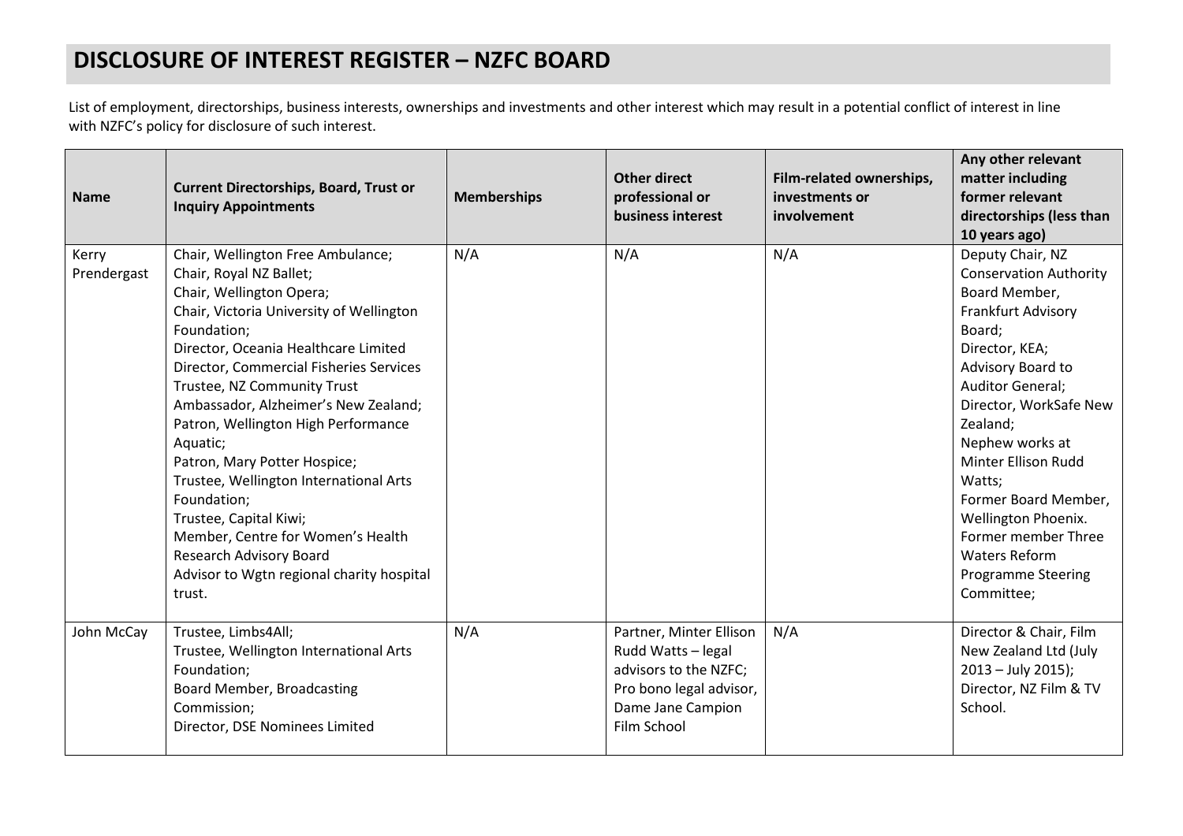# DISCLOSURE OF INTEREST REGISTER – NZFC BOARD

List of employment, directorships, business interests, ownerships and investments and other interest which may result in a potential conflict of interest in line with NZFC's policy for disclosure of such interest.

| Name | Current Directorships, Board, Trust or Inquiry Appointments | Memberships | Other direct professional or business interest | Film-related ownerships, investments or involvement | Any other relevant matter including former relevant directorships (less than 10 years ago) |
|---|---|---|---|---|---|
| Kerry Prendergast | Chair, Wellington Free Ambulance;<br>Chair, Royal NZ Ballet;<br>Chair, Wellington Opera;<br>Chair, Victoria University of Wellington Foundation;<br>Director, Oceania Healthcare Limited<br>Director, Commercial Fisheries Services<br>Trustee, NZ Community Trust<br>Ambassador, Alzheimer's New Zealand;<br>Patron, Wellington High Performance Aquatic;<br>Patron, Mary Potter Hospice;<br>Trustee, Wellington International Arts Foundation;<br>Trustee, Capital Kiwi;<br>Member, Centre for Women's Health Research Advisory Board<br>Advisor to Wgtn regional charity hospital trust. | N/A | N/A | N/A | Deputy Chair, NZ Conservation Authority<br>Board Member, Frankfurt Advisory Board;<br>Director, KEA;<br>Advisory Board to Auditor General;<br>Director, WorkSafe New Zealand;<br>Nephew works at Minter Ellison Rudd Watts;<br>Former Board Member, Wellington Phoenix.<br>Former member Three Waters Reform Programme Steering Committee; |
| John McCay | Trustee, Limbs4All;<br>Trustee, Wellington International Arts Foundation;<br>Board Member, Broadcasting Commission;<br>Director, DSE Nominees Limited | N/A | Partner, Minter Ellison Rudd Watts – legal advisors to the NZFC;<br>Pro bono legal advisor, Dame Jane Campion Film School | N/A | Director & Chair, Film New Zealand Ltd (July 2013 – July 2015);<br>Director, NZ Film & TV School. |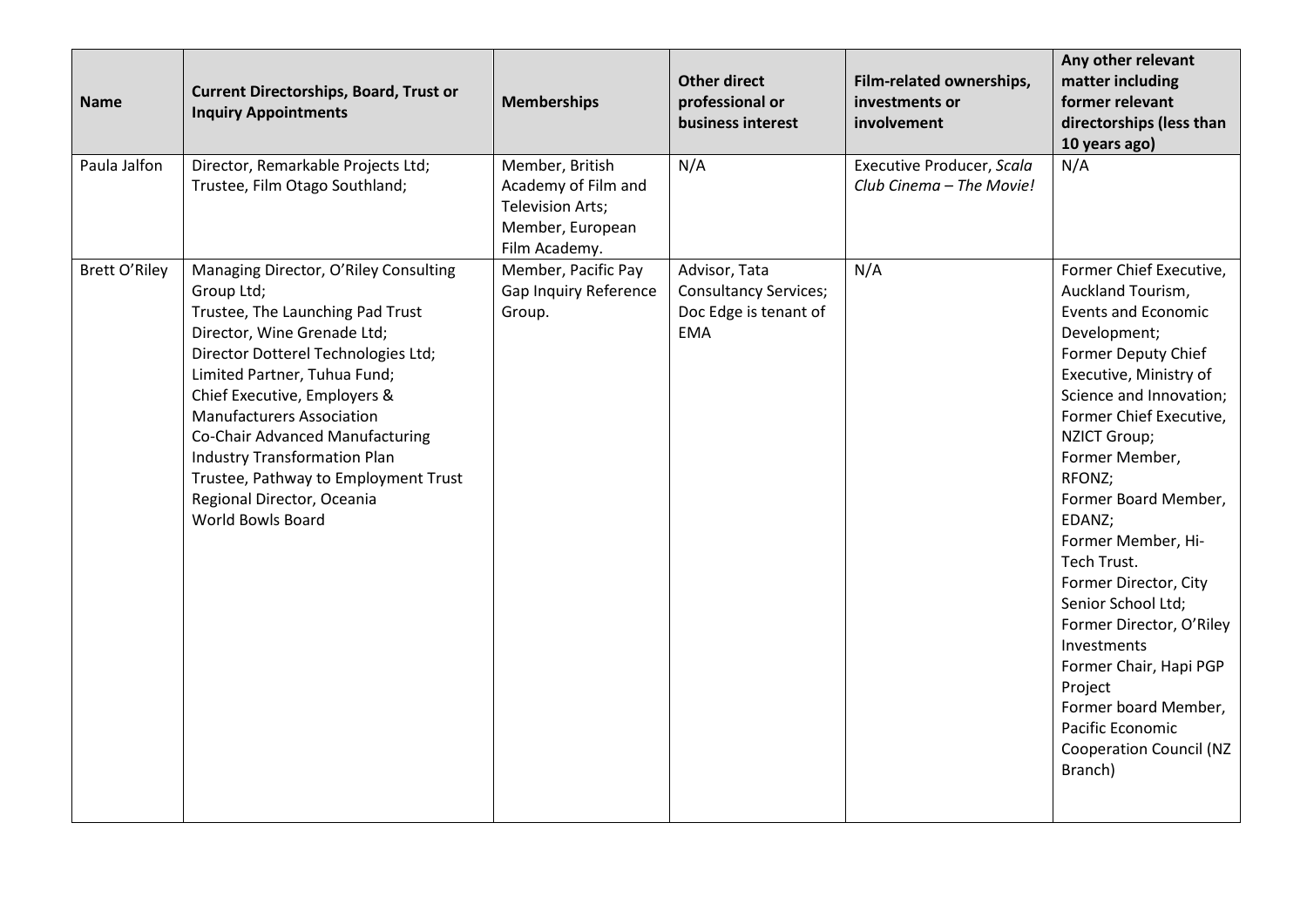| Name | Current Directorships, Board, Trust or Inquiry Appointments | Memberships | Other direct professional or business interest | Film-related ownerships, investments or involvement | Any other relevant matter including former relevant directorships (less than 10 years ago) |
|---|---|---|---|---|---|
| Paula Jalfon | Director, Remarkable Projects Ltd;<br>Trustee, Film Otago Southland; | Member, British Academy of Film and Television Arts;<br>Member, European Film Academy. | N/A | Executive Producer, *Scala Club Cinema – The Movie!* | N/A |
| Brett O'Riley | Managing Director, O'Riley Consulting Group Ltd;<br>Trustee, The Launching Pad Trust<br>Director, Wine Grenade Ltd;<br>Director Dotterel Technologies Ltd;<br>Limited Partner, Tuhua Fund;<br>Chief Executive, Employers & Manufacturers Association<br>Co-Chair Advanced Manufacturing Industry Transformation Plan<br>Trustee, Pathway to Employment Trust<br>Regional Director, Oceania<br>World Bowls Board | Member, Pacific Pay Gap Inquiry Reference Group. | Advisor, Tata Consultancy Services;<br>Doc Edge is tenant of EMA | N/A | Former Chief Executive, Auckland Tourism, Events and Economic Development;<br>Former Deputy Chief Executive, Ministry of Science and Innovation;<br>Former Chief Executive, NZICT Group;<br>Former Member, RFONZ;<br>Former Board Member, EDANZ;<br>Former Member, Hi-Tech Trust.<br>Former Director, City Senior School Ltd;<br>Former Director, O'Riley Investments<br>Former Chair, Hapi PGP Project<br>Former board Member, Pacific Economic Cooperation Council (NZ Branch) |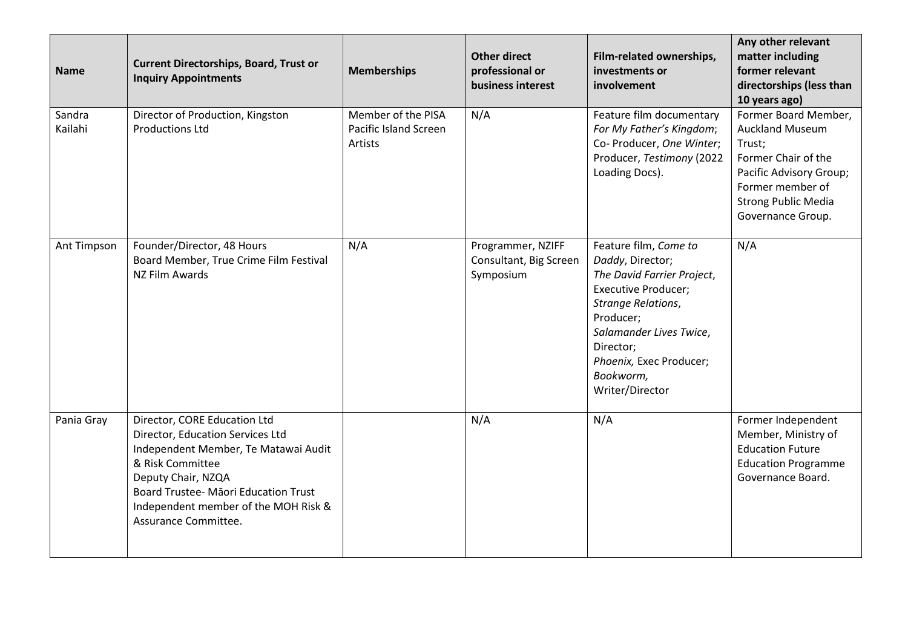| Name | Current Directorships, Board, Trust or Inquiry Appointments | Memberships | Other direct professional or business interest | Film-related ownerships, investments or involvement | Any other relevant matter including former relevant directorships (less than 10 years ago) |
|---|---|---|---|---|---|
| Sandra Kailahi | Director of Production, Kingston Productions Ltd | Member of the PISA Pacific Island Screen Artists | N/A | Feature film documentary *For My Father's Kingdom*; Co- Producer, *One Winter*; Producer, *Testimony* (2022 Loading Docs). | Former Board Member, Auckland Museum Trust;<br>Former Chair of the Pacific Advisory Group;<br>Former member of Strong Public Media Governance Group. |
| Ant Timpson | Founder/Director, 48 Hours<br>Board Member, True Crime Film Festival<br>NZ Film Awards | N/A | Programmer, NZIFF<br>Consultant, Big Screen Symposium | Feature film, *Come to Daddy*, Director;<br>*The David Farrier Project*, Executive Producer;<br>*Strange Relations*, Producer;<br>*Salamander Lives Twice*, Director;<br>*Phoenix,* Exec Producer;<br>*Bookworm,* Writer/Director | N/A |
| Pania Gray | Director, CORE Education Ltd<br>Director, Education Services Ltd<br>Independent Member, Te Matawai Audit & Risk Committee<br>Deputy Chair, NZQA<br>Board Trustee- Māori Education Trust<br>Independent member of the MOH Risk & Assurance Committee. | | N/A | N/A | Former Independent Member, Ministry of Education Future Education Programme Governance Board. |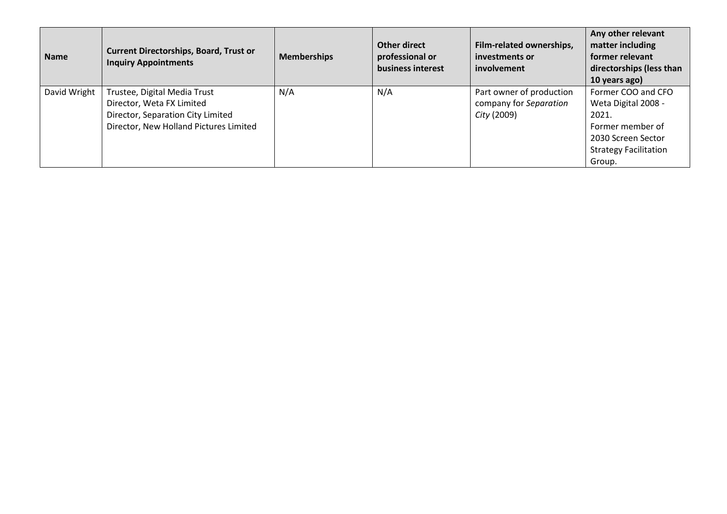| Name | Current Directorships, Board, Trust or Inquiry Appointments | Memberships | Other direct professional or business interest | Film-related ownerships, investments or involvement | Any other relevant matter including former relevant directorships (less than 10 years ago) |
|---|---|---|---|---|---|
| David Wright | Trustee, Digital Media Trust<br>Director, Weta FX Limited<br>Director, Separation City Limited<br>Director, New Holland Pictures Limited | N/A | N/A | Part owner of production company for *Separation City* (2009) | Former COO and CFO Weta Digital 2008 - 2021.<br>Former member of 2030 Screen Sector Strategy Facilitation Group. |